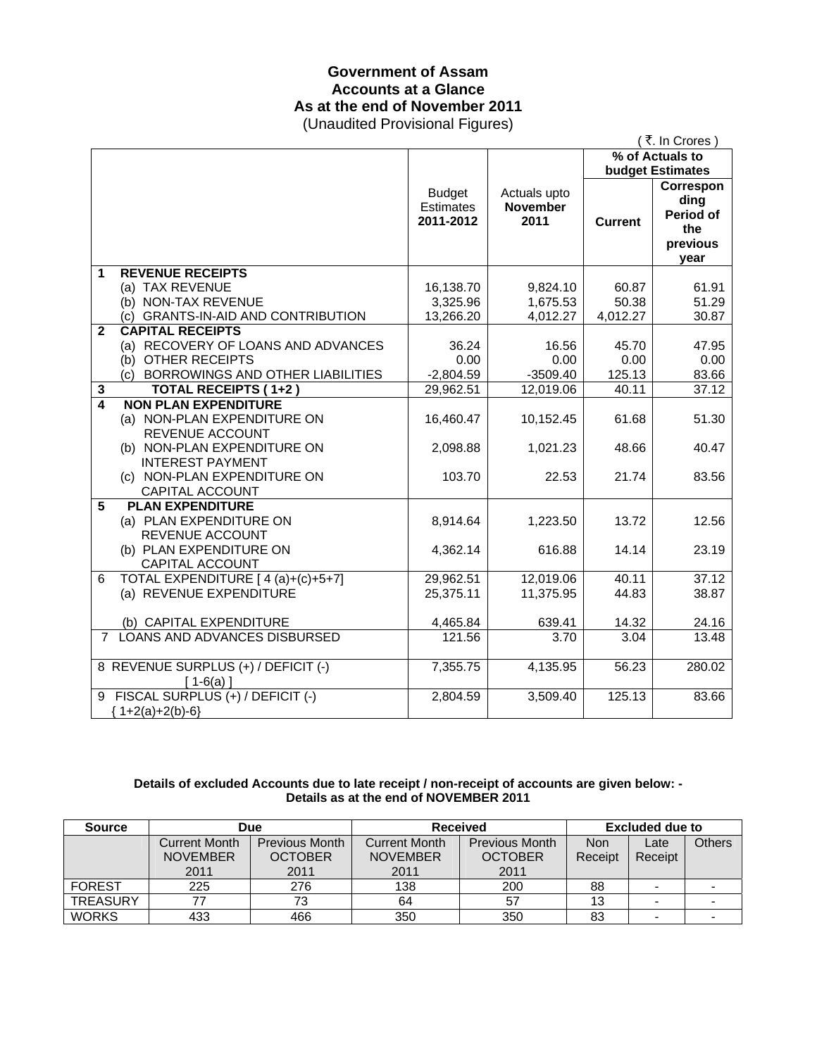# Government of Assam
## Accounts at a Glance
## As at the end of November 2011
(Unaudited Provisional Figures)

( ₹. In Crores )

| | Budget Estimates 2011-2012 | Actuals upto November 2011 | % of Actuals to budget Estimates | |
|---|---|---|---|---|
| | | | Current | Corresponding Period of the previous year |
| **1 REVENUE RECEIPTS** | | | | |
| (a) TAX REVENUE | 16,138.70 | 9,824.10 | 60.87 | 61.91 |
| (b) NON-TAX REVENUE | 3,325.96 | 1,675.53 | 50.38 | 51.29 |
| (c) GRANTS-IN-AID AND CONTRIBUTION | 13,266.20 | 4,012.27 | 4,012.27 | 30.87 |
| **2 CAPITAL RECEIPTS** | | | | |
| (a) RECOVERY OF LOANS AND ADVANCES | 36.24 | 16.56 | 45.70 | 47.95 |
| (b) OTHER RECEIPTS | 0.00 | 0.00 | 0.00 | 0.00 |
| (c) BORROWINGS AND OTHER LIABILITIES | -2,804.59 | -3509.40 | 125.13 | 83.66 |
| **3 TOTAL RECEIPTS ( 1+2 )** | 29,962.51 | 12,019.06 | 40.11 | 37.12 |
| **4 NON PLAN EXPENDITURE** | | | | |
| (a) NON-PLAN EXPENDITURE ON REVENUE ACCOUNT | 16,460.47 | 10,152.45 | 61.68 | 51.30 |
| (b) NON-PLAN EXPENDITURE ON INTEREST PAYMENT | 2,098.88 | 1,021.23 | 48.66 | 40.47 |
| (c) NON-PLAN EXPENDITURE ON CAPITAL ACCOUNT | 103.70 | 22.53 | 21.74 | 83.56 |
| **5 PLAN EXPENDITURE** | | | | |
| (a) PLAN EXPENDITURE ON REVENUE ACCOUNT | 8,914.64 | 1,223.50 | 13.72 | 12.56 |
| (b) PLAN EXPENDITURE ON CAPITAL ACCOUNT | 4,362.14 | 616.88 | 14.14 | 23.19 |
| 6 TOTAL EXPENDITURE [ 4 (a)+(c)+5+7] | 29,962.51 | 12,019.06 | 40.11 | 37.12 |
| (a) REVENUE EXPENDITURE | 25,375.11 | 11,375.95 | 44.83 | 38.87 |
| (b) CAPITAL EXPENDITURE | 4,465.84 | 639.41 | 14.32 | 24.16 |
| 7 LOANS AND ADVANCES DISBURSED | 121.56 | 3.70 | 3.04 | 13.48 |
| 8 REVENUE SURPLUS (+) / DEFICIT (-) [ 1-6(a) ] | 7,355.75 | 4,135.95 | 56.23 | 280.02 |
| 9 FISCAL SURPLUS (+) / DEFICIT (-) { 1+2(a)+2(b)-6} | 2,804.59 | 3,509.40 | 125.13 | 83.66 |

**Details of excluded Accounts due to late receipt / non-receipt of accounts are given below: -**
**Details as at the end of NOVEMBER 2011**

| Source | Due | | Received | | Excluded due to | | |
|---|---|---|---|---|---|---|---|
| | Current Month NOVEMBER 2011 | Previous Month OCTOBER 2011 | Current Month NOVEMBER 2011 | Previous Month OCTOBER 2011 | Non Receipt | Late Receipt | Others |
| FOREST | 225 | 276 | 138 | 200 | 88 | - | - |
| TREASURY | 77 | 73 | 64 | 57 | 13 | - | - |
| WORKS | 433 | 466 | 350 | 350 | 83 | - | - |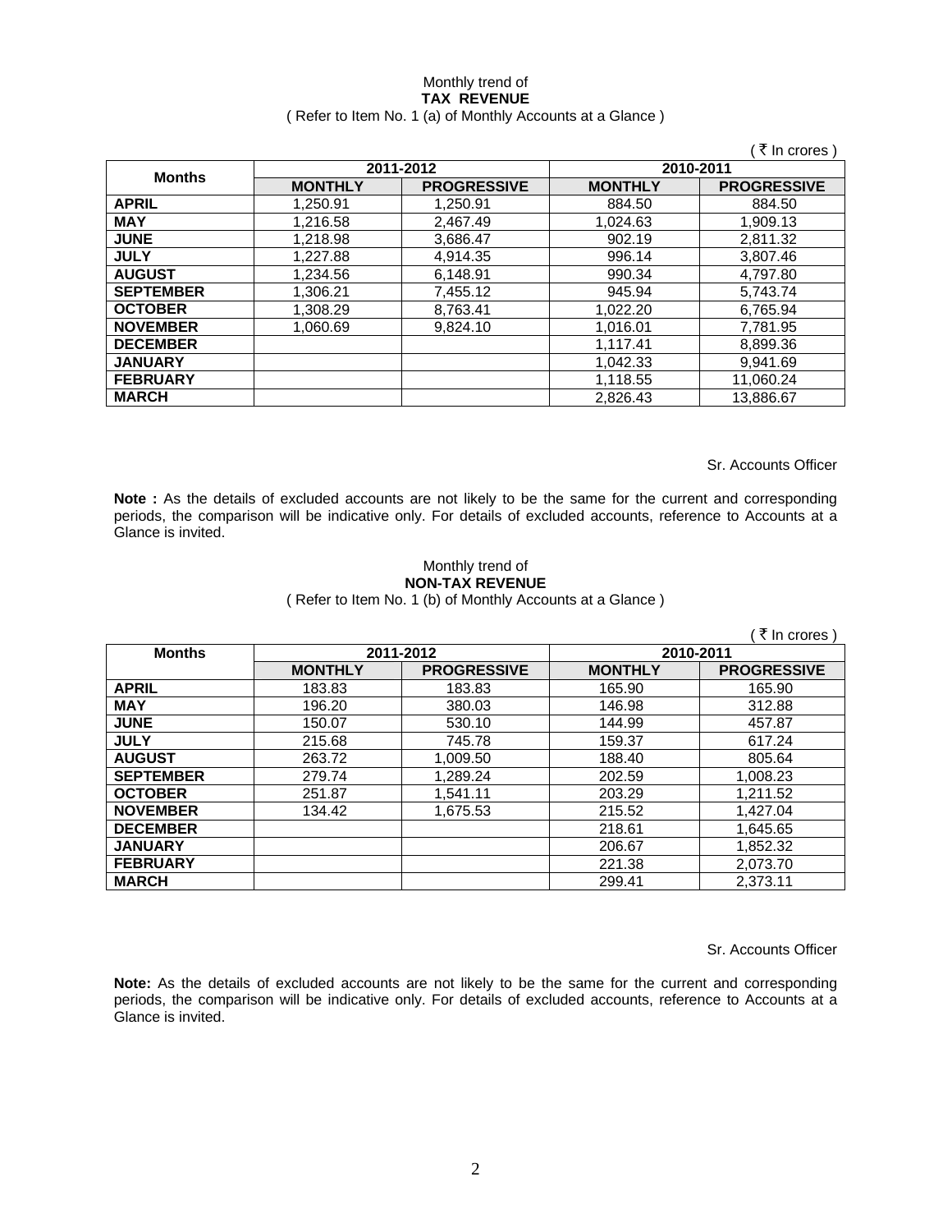Monthly trend of

**TAX REVENUE**

( Refer to Item No. 1 (a) of Monthly Accounts at a Glance )

( ₹ In crores )

| Months | 2011-2012 | | 2010-2011 | |
|---|---|---|---|---|
| | **MONTHLY** | **PROGRESSIVE** | **MONTHLY** | **PROGRESSIVE** |
| **APRIL** | 1,250.91 | 1,250.91 | 884.50 | 884.50 |
| **MAY** | 1,216.58 | 2,467.49 | 1,024.63 | 1,909.13 |
| **JUNE** | 1,218.98 | 3,686.47 | 902.19 | 2,811.32 |
| **JULY** | 1,227.88 | 4,914.35 | 996.14 | 3,807.46 |
| **AUGUST** | 1,234.56 | 6,148.91 | 990.34 | 4,797.80 |
| **SEPTEMBER** | 1,306.21 | 7,455.12 | 945.94 | 5,743.74 |
| **OCTOBER** | 1,308.29 | 8,763.41 | 1,022.20 | 6,765.94 |
| **NOVEMBER** | 1,060.69 | 9,824.10 | 1,016.01 | 7,781.95 |
| **DECEMBER** | | | 1,117.41 | 8,899.36 |
| **JANUARY** | | | 1,042.33 | 9,941.69 |
| **FEBRUARY** | | | 1,118.55 | 11,060.24 |
| **MARCH** | | | 2,826.43 | 13,886.67 |

Sr. Accounts Officer

**Note :** As the details of excluded accounts are not likely to be the same for the current and corresponding periods, the comparison will be indicative only. For details of excluded accounts, reference to Accounts at a Glance is invited.

Monthly trend of

**NON-TAX REVENUE**

( Refer to Item No. 1 (b) of Monthly Accounts at a Glance )

( ₹ In crores )

| Months | 2011-2012 | | 2010-2011 | |
|---|---|---|---|---|
| | **MONTHLY** | **PROGRESSIVE** | **MONTHLY** | **PROGRESSIVE** |
| **APRIL** | 183.83 | 183.83 | 165.90 | 165.90 |
| **MAY** | 196.20 | 380.03 | 146.98 | 312.88 |
| **JUNE** | 150.07 | 530.10 | 144.99 | 457.87 |
| **JULY** | 215.68 | 745.78 | 159.37 | 617.24 |
| **AUGUST** | 263.72 | 1,009.50 | 188.40 | 805.64 |
| **SEPTEMBER** | 279.74 | 1,289.24 | 202.59 | 1,008.23 |
| **OCTOBER** | 251.87 | 1,541.11 | 203.29 | 1,211.52 |
| **NOVEMBER** | 134.42 | 1,675.53 | 215.52 | 1,427.04 |
| **DECEMBER** | | | 218.61 | 1,645.65 |
| **JANUARY** | | | 206.67 | 1,852.32 |
| **FEBRUARY** | | | 221.38 | 2,073.70 |
| **MARCH** | | | 299.41 | 2,373.11 |

Sr. Accounts Officer

**Note:** As the details of excluded accounts are not likely to be the same for the current and corresponding periods, the comparison will be indicative only. For details of excluded accounts, reference to Accounts at a Glance is invited.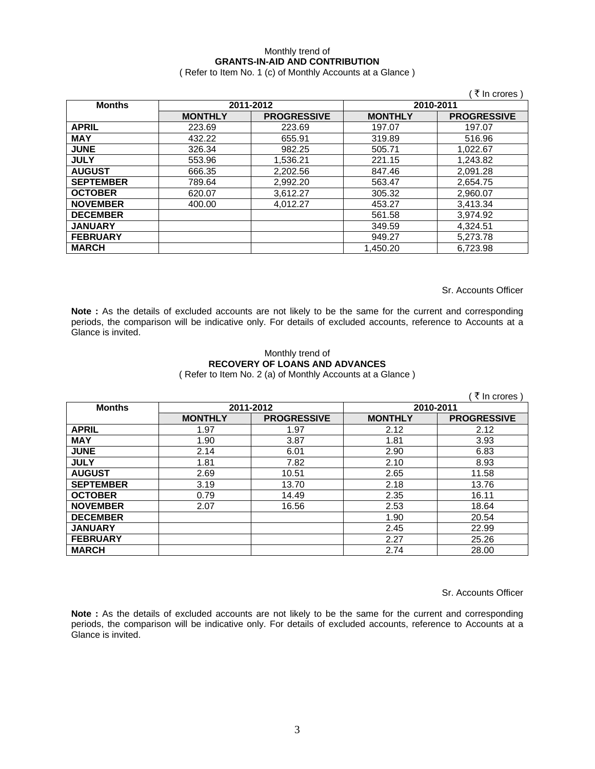Monthly trend of

**GRANTS-IN-AID AND CONTRIBUTION**

( Refer to Item No. 1 (c) of Monthly Accounts at a Glance )

( ₹ In crores )

| Months | 2011-2012 | | 2010-2011 | |
|---|---|---|---|---|
| | MONTHLY | PROGRESSIVE | MONTHLY | PROGRESSIVE |
| **APRIL** | 223.69 | 223.69 | 197.07 | 197.07 |
| **MAY** | 432.22 | 655.91 | 319.89 | 516.96 |
| **JUNE** | 326.34 | 982.25 | 505.71 | 1,022.67 |
| **JULY** | 553.96 | 1,536.21 | 221.15 | 1,243.82 |
| **AUGUST** | 666.35 | 2,202.56 | 847.46 | 2,091.28 |
| **SEPTEMBER** | 789.64 | 2,992.20 | 563.47 | 2,654.75 |
| **OCTOBER** | 620.07 | 3,612.27 | 305.32 | 2,960.07 |
| **NOVEMBER** | 400.00 | 4,012.27 | 453.27 | 3,413.34 |
| **DECEMBER** | | | 561.58 | 3,974.92 |
| **JANUARY** | | | 349.59 | 4,324.51 |
| **FEBRUARY** | | | 949.27 | 5,273.78 |
| **MARCH** | | | 1,450.20 | 6,723.98 |

Sr. Accounts Officer

**Note :** As the details of excluded accounts are not likely to be the same for the current and corresponding periods, the comparison will be indicative only. For details of excluded accounts, reference to Accounts at a Glance is invited.

Monthly trend of

**RECOVERY OF LOANS AND ADVANCES**

( Refer to Item No. 2 (a) of Monthly Accounts at a Glance )

( ₹ In crores )

| Months | 2011-2012 | | 2010-2011 | |
|---|---|---|---|---|
| | MONTHLY | PROGRESSIVE | MONTHLY | PROGRESSIVE |
| **APRIL** | 1.97 | 1.97 | 2.12 | 2.12 |
| **MAY** | 1.90 | 3.87 | 1.81 | 3.93 |
| **JUNE** | 2.14 | 6.01 | 2.90 | 6.83 |
| **JULY** | 1.81 | 7.82 | 2.10 | 8.93 |
| **AUGUST** | 2.69 | 10.51 | 2.65 | 11.58 |
| **SEPTEMBER** | 3.19 | 13.70 | 2.18 | 13.76 |
| **OCTOBER** | 0.79 | 14.49 | 2.35 | 16.11 |
| **NOVEMBER** | 2.07 | 16.56 | 2.53 | 18.64 |
| **DECEMBER** | | | 1.90 | 20.54 |
| **JANUARY** | | | 2.45 | 22.99 |
| **FEBRUARY** | | | 2.27 | 25.26 |
| **MARCH** | | | 2.74 | 28.00 |

Sr. Accounts Officer

**Note :** As the details of excluded accounts are not likely to be the same for the current and corresponding periods, the comparison will be indicative only. For details of excluded accounts, reference to Accounts at a Glance is invited.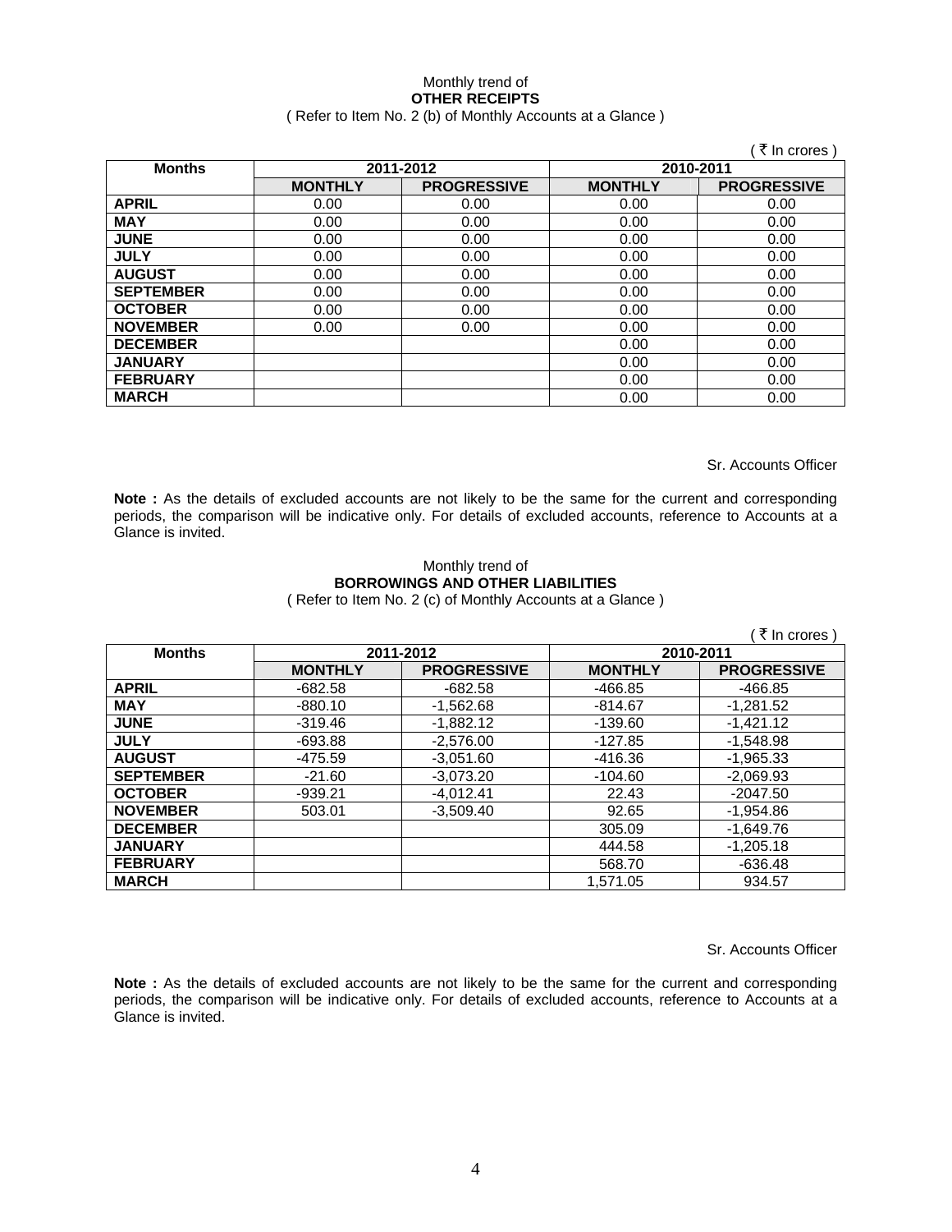Monthly trend of

**OTHER RECEIPTS**

( Refer to Item No. 2 (b) of Monthly Accounts at a Glance )

( ₹ In crores )

| Months | 2011-2012 | | 2010-2011 | |
|---|---|---|---|---|
| | MONTHLY | PROGRESSIVE | MONTHLY | PROGRESSIVE |
| APRIL | 0.00 | 0.00 | 0.00 | 0.00 |
| MAY | 0.00 | 0.00 | 0.00 | 0.00 |
| JUNE | 0.00 | 0.00 | 0.00 | 0.00 |
| JULY | 0.00 | 0.00 | 0.00 | 0.00 |
| AUGUST | 0.00 | 0.00 | 0.00 | 0.00 |
| SEPTEMBER | 0.00 | 0.00 | 0.00 | 0.00 |
| OCTOBER | 0.00 | 0.00 | 0.00 | 0.00 |
| NOVEMBER | 0.00 | 0.00 | 0.00 | 0.00 |
| DECEMBER | | | 0.00 | 0.00 |
| JANUARY | | | 0.00 | 0.00 |
| FEBRUARY | | | 0.00 | 0.00 |
| MARCH | | | 0.00 | 0.00 |

Sr. Accounts Officer

**Note :** As the details of excluded accounts are not likely to be the same for the current and corresponding periods, the comparison will be indicative only. For details of excluded accounts, reference to Accounts at a Glance is invited.

Monthly trend of

**BORROWINGS AND OTHER LIABILITIES**

( Refer to Item No. 2 (c) of Monthly Accounts at a Glance )

( ₹ In crores )

| Months | 2011-2012 | | 2010-2011 | |
|---|---|---|---|---|
| | MONTHLY | PROGRESSIVE | MONTHLY | PROGRESSIVE |
| APRIL | -682.58 | -682.58 | -466.85 | -466.85 |
| MAY | -880.10 | -1,562.68 | -814.67 | -1,281.52 |
| JUNE | -319.46 | -1,882.12 | -139.60 | -1,421.12 |
| JULY | -693.88 | -2,576.00 | -127.85 | -1,548.98 |
| AUGUST | -475.59 | -3,051.60 | -416.36 | -1,965.33 |
| SEPTEMBER | -21.60 | -3,073.20 | -104.60 | -2,069.93 |
| OCTOBER | -939.21 | -4,012.41 | 22.43 | -2047.50 |
| NOVEMBER | 503.01 | -3,509.40 | 92.65 | -1,954.86 |
| DECEMBER | | | 305.09 | -1,649.76 |
| JANUARY | | | 444.58 | -1,205.18 |
| FEBRUARY | | | 568.70 | -636.48 |
| MARCH | | | 1,571.05 | 934.57 |

Sr. Accounts Officer

**Note :** As the details of excluded accounts are not likely to be the same for the current and corresponding periods, the comparison will be indicative only. For details of excluded accounts, reference to Accounts at a Glance is invited.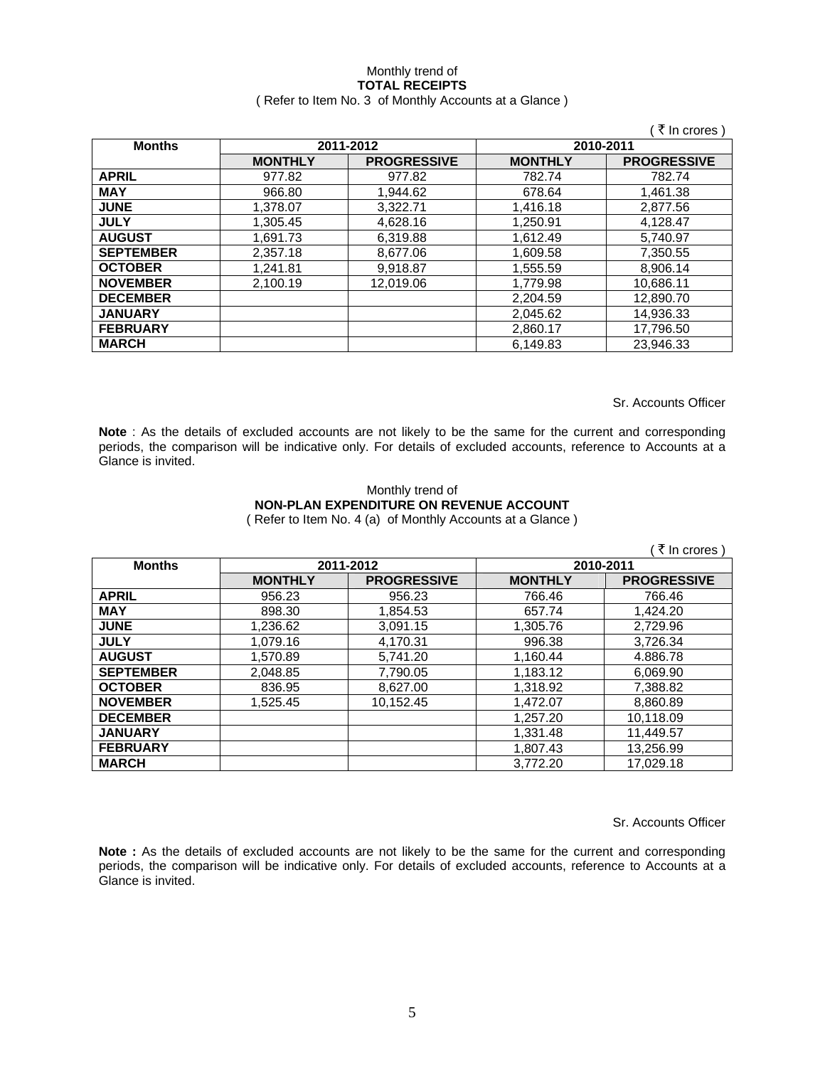Monthly trend of

**TOTAL RECEIPTS**

( Refer to Item No. 3 of Monthly Accounts at a Glance )

( ₹ In crores )

| Months | 2011-2012 | | 2010-2011 | |
|---|---|---|---|---|
| | **MONTHLY** | **PROGRESSIVE** | **MONTHLY** | **PROGRESSIVE** |
| **APRIL** | 977.82 | 977.82 | 782.74 | 782.74 |
| **MAY** | 966.80 | 1,944.62 | 678.64 | 1,461.38 |
| **JUNE** | 1,378.07 | 3,322.71 | 1,416.18 | 2,877.56 |
| **JULY** | 1,305.45 | 4,628.16 | 1,250.91 | 4,128.47 |
| **AUGUST** | 1,691.73 | 6,319.88 | 1,612.49 | 5,740.97 |
| **SEPTEMBER** | 2,357.18 | 8,677.06 | 1,609.58 | 7,350.55 |
| **OCTOBER** | 1,241.81 | 9,918.87 | 1,555.59 | 8,906.14 |
| **NOVEMBER** | 2,100.19 | 12,019.06 | 1,779.98 | 10,686.11 |
| **DECEMBER** | | | 2,204.59 | 12,890.70 |
| **JANUARY** | | | 2,045.62 | 14,936.33 |
| **FEBRUARY** | | | 2,860.17 | 17,796.50 |
| **MARCH** | | | 6,149.83 | 23,946.33 |

Sr. Accounts Officer

**Note** : As the details of excluded accounts are not likely to be the same for the current and corresponding periods, the comparison will be indicative only. For details of excluded accounts, reference to Accounts at a Glance is invited.

Monthly trend of

**NON-PLAN EXPENDITURE ON REVENUE ACCOUNT**

( Refer to Item No. 4 (a) of Monthly Accounts at a Glance )

( ₹ In crores )

| Months | 2011-2012 | | 2010-2011 | |
|---|---|---|---|---|
| | **MONTHLY** | **PROGRESSIVE** | **MONTHLY** | **PROGRESSIVE** |
| **APRIL** | 956.23 | 956.23 | 766.46 | 766.46 |
| **MAY** | 898.30 | 1,854.53 | 657.74 | 1,424.20 |
| **JUNE** | 1,236.62 | 3,091.15 | 1,305.76 | 2,729.96 |
| **JULY** | 1,079.16 | 4,170.31 | 996.38 | 3,726.34 |
| **AUGUST** | 1,570.89 | 5,741.20 | 1,160.44 | 4.886.78 |
| **SEPTEMBER** | 2,048.85 | 7,790.05 | 1,183.12 | 6,069.90 |
| **OCTOBER** | 836.95 | 8,627.00 | 1,318.92 | 7,388.82 |
| **NOVEMBER** | 1,525.45 | 10,152.45 | 1,472.07 | 8,860.89 |
| **DECEMBER** | | | 1,257.20 | 10,118.09 |
| **JANUARY** | | | 1,331.48 | 11,449.57 |
| **FEBRUARY** | | | 1,807.43 | 13,256.99 |
| **MARCH** | | | 3,772.20 | 17,029.18 |

Sr. Accounts Officer

**Note :** As the details of excluded accounts are not likely to be the same for the current and corresponding periods, the comparison will be indicative only. For details of excluded accounts, reference to Accounts at a Glance is invited.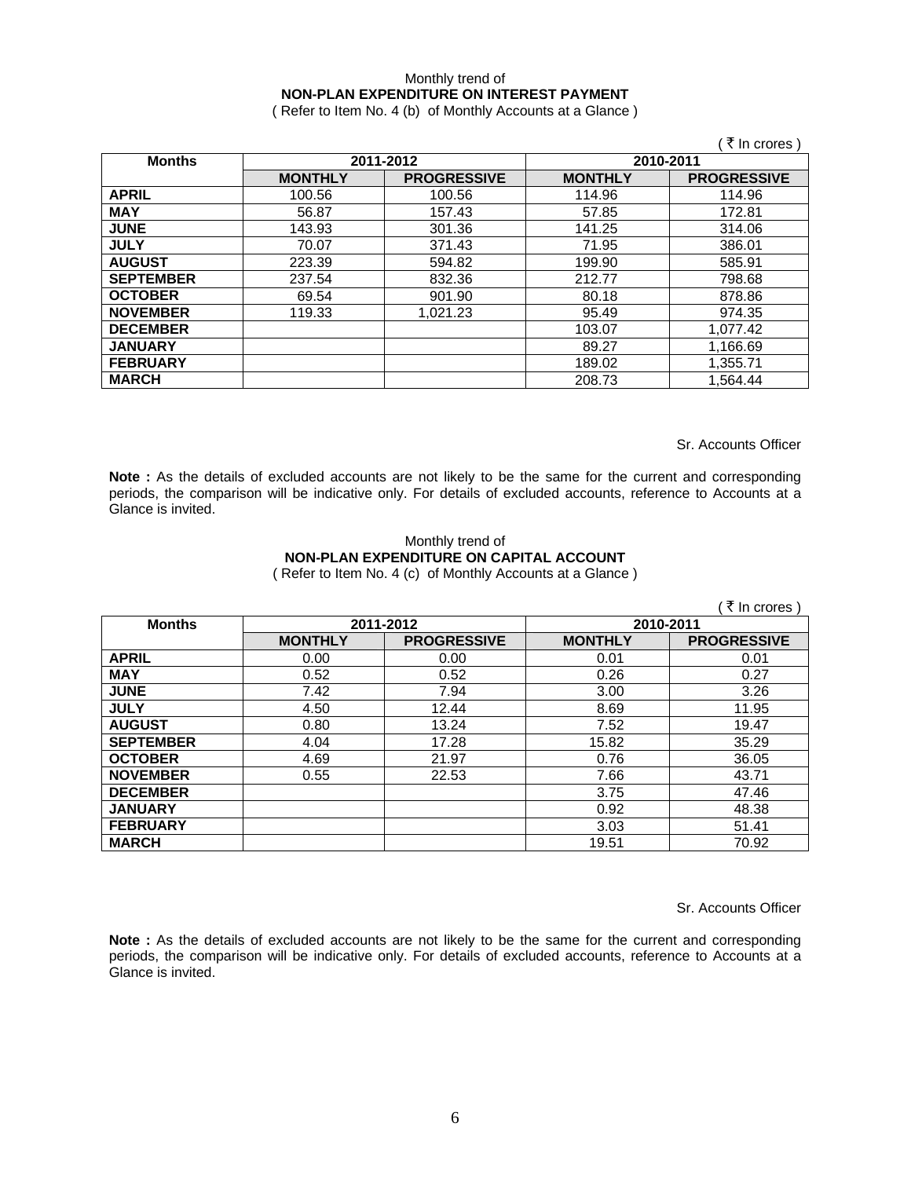Monthly trend of

**NON-PLAN EXPENDITURE ON INTEREST PAYMENT**

( Refer to Item No. 4 (b) of Monthly Accounts at a Glance )

( ₹ In crores )

| Months | 2011-2012 | | 2010-2011 | |
|---|---|---|---|---|
| | MONTHLY | PROGRESSIVE | MONTHLY | PROGRESSIVE |
| APRIL | 100.56 | 100.56 | 114.96 | 114.96 |
| MAY | 56.87 | 157.43 | 57.85 | 172.81 |
| JUNE | 143.93 | 301.36 | 141.25 | 314.06 |
| JULY | 70.07 | 371.43 | 71.95 | 386.01 |
| AUGUST | 223.39 | 594.82 | 199.90 | 585.91 |
| SEPTEMBER | 237.54 | 832.36 | 212.77 | 798.68 |
| OCTOBER | 69.54 | 901.90 | 80.18 | 878.86 |
| NOVEMBER | 119.33 | 1,021.23 | 95.49 | 974.35 |
| DECEMBER | | | 103.07 | 1,077.42 |
| JANUARY | | | 89.27 | 1,166.69 |
| FEBRUARY | | | 189.02 | 1,355.71 |
| MARCH | | | 208.73 | 1,564.44 |

Sr. Accounts Officer

**Note :** As the details of excluded accounts are not likely to be the same for the current and corresponding periods, the comparison will be indicative only. For details of excluded accounts, reference to Accounts at a Glance is invited.

Monthly trend of

**NON-PLAN EXPENDITURE ON CAPITAL ACCOUNT**

( Refer to Item No. 4 (c) of Monthly Accounts at a Glance )

( ₹ In crores )

| Months | 2011-2012 | | 2010-2011 | |
|---|---|---|---|---|
| | MONTHLY | PROGRESSIVE | MONTHLY | PROGRESSIVE |
| APRIL | 0.00 | 0.00 | 0.01 | 0.01 |
| MAY | 0.52 | 0.52 | 0.26 | 0.27 |
| JUNE | 7.42 | 7.94 | 3.00 | 3.26 |
| JULY | 4.50 | 12.44 | 8.69 | 11.95 |
| AUGUST | 0.80 | 13.24 | 7.52 | 19.47 |
| SEPTEMBER | 4.04 | 17.28 | 15.82 | 35.29 |
| OCTOBER | 4.69 | 21.97 | 0.76 | 36.05 |
| NOVEMBER | 0.55 | 22.53 | 7.66 | 43.71 |
| DECEMBER | | | 3.75 | 47.46 |
| JANUARY | | | 0.92 | 48.38 |
| FEBRUARY | | | 3.03 | 51.41 |
| MARCH | | | 19.51 | 70.92 |

Sr. Accounts Officer

**Note :** As the details of excluded accounts are not likely to be the same for the current and corresponding periods, the comparison will be indicative only. For details of excluded accounts, reference to Accounts at a Glance is invited.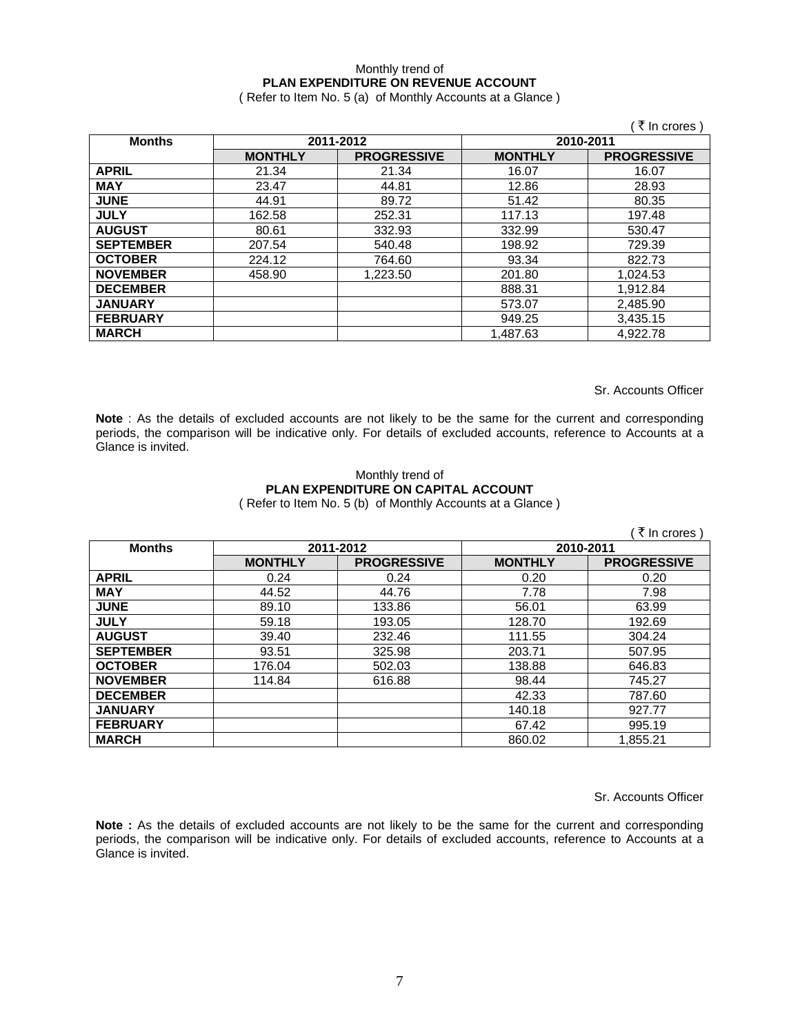Monthly trend of

**PLAN EXPENDITURE ON REVENUE ACCOUNT**

( Refer to Item No. 5 (a) of Monthly Accounts at a Glance )

( ₹ In crores )

| Months | 2011-2012 | | 2010-2011 | |
|---|---|---|---|---|
| | **MONTHLY** | **PROGRESSIVE** | **MONTHLY** | **PROGRESSIVE** |
| **APRIL** | 21.34 | 21.34 | 16.07 | 16.07 |
| **MAY** | 23.47 | 44.81 | 12.86 | 28.93 |
| **JUNE** | 44.91 | 89.72 | 51.42 | 80.35 |
| **JULY** | 162.58 | 252.31 | 117.13 | 197.48 |
| **AUGUST** | 80.61 | 332.93 | 332.99 | 530.47 |
| **SEPTEMBER** | 207.54 | 540.48 | 198.92 | 729.39 |
| **OCTOBER** | 224.12 | 764.60 | 93.34 | 822.73 |
| **NOVEMBER** | 458.90 | 1,223.50 | 201.80 | 1,024.53 |
| **DECEMBER** | | | 888.31 | 1,912.84 |
| **JANUARY** | | | 573.07 | 2,485.90 |
| **FEBRUARY** | | | 949.25 | 3,435.15 |
| **MARCH** | | | 1,487.63 | 4,922.78 |

Sr. Accounts Officer

**Note** : As the details of excluded accounts are not likely to be the same for the current and corresponding periods, the comparison will be indicative only. For details of excluded accounts, reference to Accounts at a Glance is invited.

Monthly trend of

**PLAN EXPENDITURE ON CAPITAL ACCOUNT**

( Refer to Item No. 5 (b) of Monthly Accounts at a Glance )

( ₹ In crores )

| Months | 2011-2012 | | 2010-2011 | |
|---|---|---|---|---|
| | **MONTHLY** | **PROGRESSIVE** | **MONTHLY** | **PROGRESSIVE** |
| **APRIL** | 0.24 | 0.24 | 0.20 | 0.20 |
| **MAY** | 44.52 | 44.76 | 7.78 | 7.98 |
| **JUNE** | 89.10 | 133.86 | 56.01 | 63.99 |
| **JULY** | 59.18 | 193.05 | 128.70 | 192.69 |
| **AUGUST** | 39.40 | 232.46 | 111.55 | 304.24 |
| **SEPTEMBER** | 93.51 | 325.98 | 203.71 | 507.95 |
| **OCTOBER** | 176.04 | 502.03 | 138.88 | 646.83 |
| **NOVEMBER** | 114.84 | 616.88 | 98.44 | 745.27 |
| **DECEMBER** | | | 42.33 | 787.60 |
| **JANUARY** | | | 140.18 | 927.77 |
| **FEBRUARY** | | | 67.42 | 995.19 |
| **MARCH** | | | 860.02 | 1,855.21 |

Sr. Accounts Officer

**Note :** As the details of excluded accounts are not likely to be the same for the current and corresponding periods, the comparison will be indicative only. For details of excluded accounts, reference to Accounts at a Glance is invited.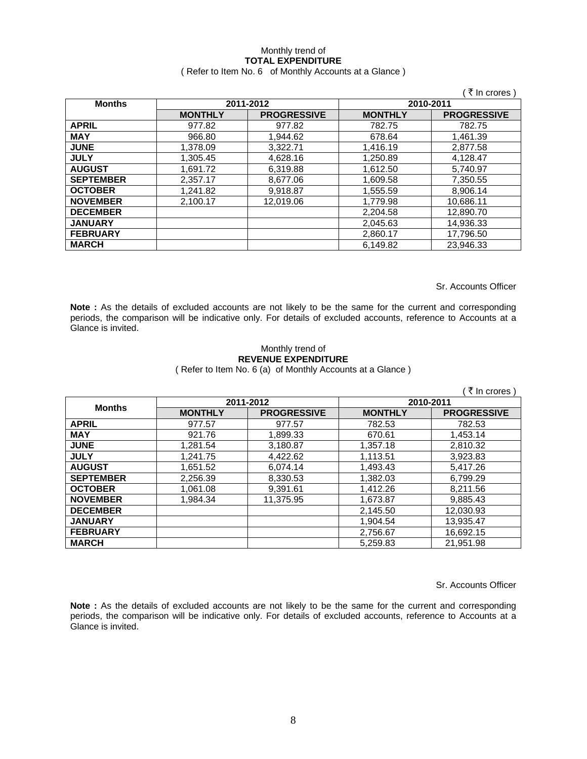Monthly trend of
**TOTAL EXPENDITURE**
( Refer to Item No. 6 of Monthly Accounts at a Glance )

( ₹ In crores )

| Months | 2011-2012 | | 2010-2011 | |
|---|---|---|---|---|
| | MONTHLY | PROGRESSIVE | MONTHLY | PROGRESSIVE |
| APRIL | 977.82 | 977.82 | 782.75 | 782.75 |
| MAY | 966.80 | 1,944.62 | 678.64 | 1,461.39 |
| JUNE | 1,378.09 | 3,322.71 | 1,416.19 | 2,877.58 |
| JULY | 1,305.45 | 4,628.16 | 1,250.89 | 4,128.47 |
| AUGUST | 1,691.72 | 6,319.88 | 1,612.50 | 5,740.97 |
| SEPTEMBER | 2,357.17 | 8,677.06 | 1,609.58 | 7,350.55 |
| OCTOBER | 1,241.82 | 9,918.87 | 1,555.59 | 8,906.14 |
| NOVEMBER | 2,100.17 | 12,019.06 | 1,779.98 | 10,686.11 |
| DECEMBER | | | 2,204.58 | 12,890.70 |
| JANUARY | | | 2,045.63 | 14,936.33 |
| FEBRUARY | | | 2,860.17 | 17,796.50 |
| MARCH | | | 6,149.82 | 23,946.33 |

Sr. Accounts Officer

**Note :** As the details of excluded accounts are not likely to be the same for the current and corresponding periods, the comparison will be indicative only. For details of excluded accounts, reference to Accounts at a Glance is invited.

Monthly trend of
**REVENUE EXPENDITURE**
( Refer to Item No. 6 (a) of Monthly Accounts at a Glance )

( ₹ In crores )

| Months | 2011-2012 | | 2010-2011 | |
|---|---|---|---|---|
| | MONTHLY | PROGRESSIVE | MONTHLY | PROGRESSIVE |
| APRIL | 977.57 | 977.57 | 782.53 | 782.53 |
| MAY | 921.76 | 1,899.33 | 670.61 | 1,453.14 |
| JUNE | 1,281.54 | 3,180.87 | 1,357.18 | 2,810.32 |
| JULY | 1,241.75 | 4,422.62 | 1,113.51 | 3,923.83 |
| AUGUST | 1,651.52 | 6,074.14 | 1,493.43 | 5,417.26 |
| SEPTEMBER | 2,256.39 | 8,330.53 | 1,382.03 | 6,799.29 |
| OCTOBER | 1,061.08 | 9,391.61 | 1,412.26 | 8,211.56 |
| NOVEMBER | 1,984.34 | 11,375.95 | 1,673.87 | 9,885.43 |
| DECEMBER | | | 2,145.50 | 12,030.93 |
| JANUARY | | | 1,904.54 | 13,935.47 |
| FEBRUARY | | | 2,756.67 | 16,692.15 |
| MARCH | | | 5,259.83 | 21,951.98 |

Sr. Accounts Officer

**Note :** As the details of excluded accounts are not likely to be the same for the current and corresponding periods, the comparison will be indicative only. For details of excluded accounts, reference to Accounts at a Glance is invited.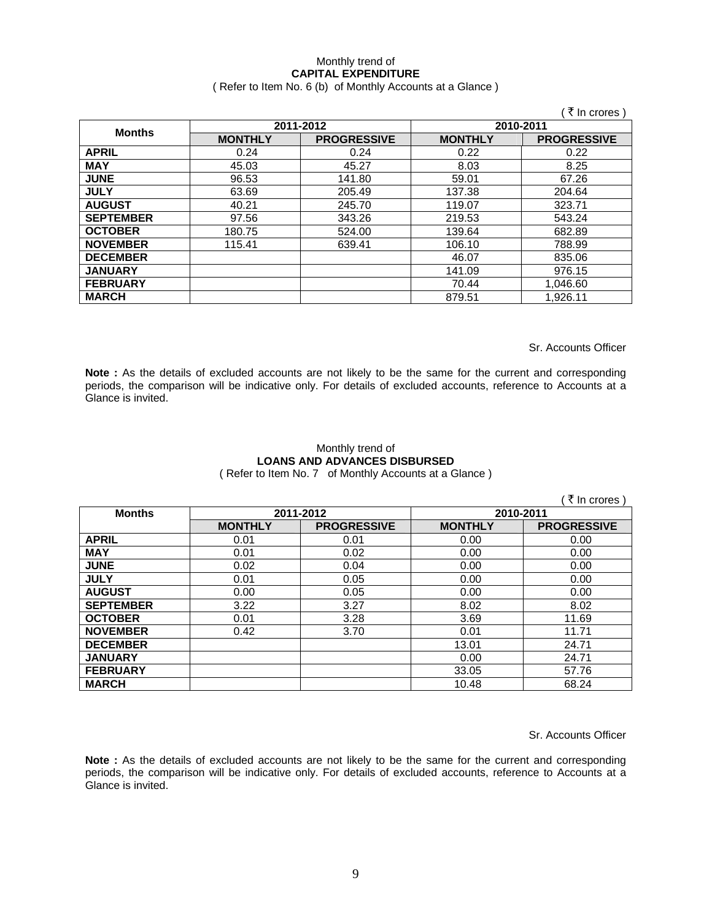Monthly trend of

**CAPITAL EXPENDITURE**

( Refer to Item No. 6 (b) of Monthly Accounts at a Glance )

( ₹ In crores )

| Months | 2011-2012 | | 2010-2011 | |
|---|---|---|---|---|
| | **MONTHLY** | **PROGRESSIVE** | **MONTHLY** | **PROGRESSIVE** |
| **APRIL** | 0.24 | 0.24 | 0.22 | 0.22 |
| **MAY** | 45.03 | 45.27 | 8.03 | 8.25 |
| **JUNE** | 96.53 | 141.80 | 59.01 | 67.26 |
| **JULY** | 63.69 | 205.49 | 137.38 | 204.64 |
| **AUGUST** | 40.21 | 245.70 | 119.07 | 323.71 |
| **SEPTEMBER** | 97.56 | 343.26 | 219.53 | 543.24 |
| **OCTOBER** | 180.75 | 524.00 | 139.64 | 682.89 |
| **NOVEMBER** | 115.41 | 639.41 | 106.10 | 788.99 |
| **DECEMBER** | | | 46.07 | 835.06 |
| **JANUARY** | | | 141.09 | 976.15 |
| **FEBRUARY** | | | 70.44 | 1,046.60 |
| **MARCH** | | | 879.51 | 1,926.11 |

Sr. Accounts Officer

**Note :** As the details of excluded accounts are not likely to be the same for the current and corresponding periods, the comparison will be indicative only. For details of excluded accounts, reference to Accounts at a Glance is invited.

Monthly trend of

**LOANS AND ADVANCES DISBURSED**

( Refer to Item No. 7 of Monthly Accounts at a Glance )

( ₹ In crores )

| Months | 2011-2012 | | 2010-2011 | |
|---|---|---|---|---|
| | **MONTHLY** | **PROGRESSIVE** | **MONTHLY** | **PROGRESSIVE** |
| **APRIL** | 0.01 | 0.01 | 0.00 | 0.00 |
| **MAY** | 0.01 | 0.02 | 0.00 | 0.00 |
| **JUNE** | 0.02 | 0.04 | 0.00 | 0.00 |
| **JULY** | 0.01 | 0.05 | 0.00 | 0.00 |
| **AUGUST** | 0.00 | 0.05 | 0.00 | 0.00 |
| **SEPTEMBER** | 3.22 | 3.27 | 8.02 | 8.02 |
| **OCTOBER** | 0.01 | 3.28 | 3.69 | 11.69 |
| **NOVEMBER** | 0.42 | 3.70 | 0.01 | 11.71 |
| **DECEMBER** | | | 13.01 | 24.71 |
| **JANUARY** | | | 0.00 | 24.71 |
| **FEBRUARY** | | | 33.05 | 57.76 |
| **MARCH** | | | 10.48 | 68.24 |

Sr. Accounts Officer

**Note :** As the details of excluded accounts are not likely to be the same for the current and corresponding periods, the comparison will be indicative only. For details of excluded accounts, reference to Accounts at a Glance is invited.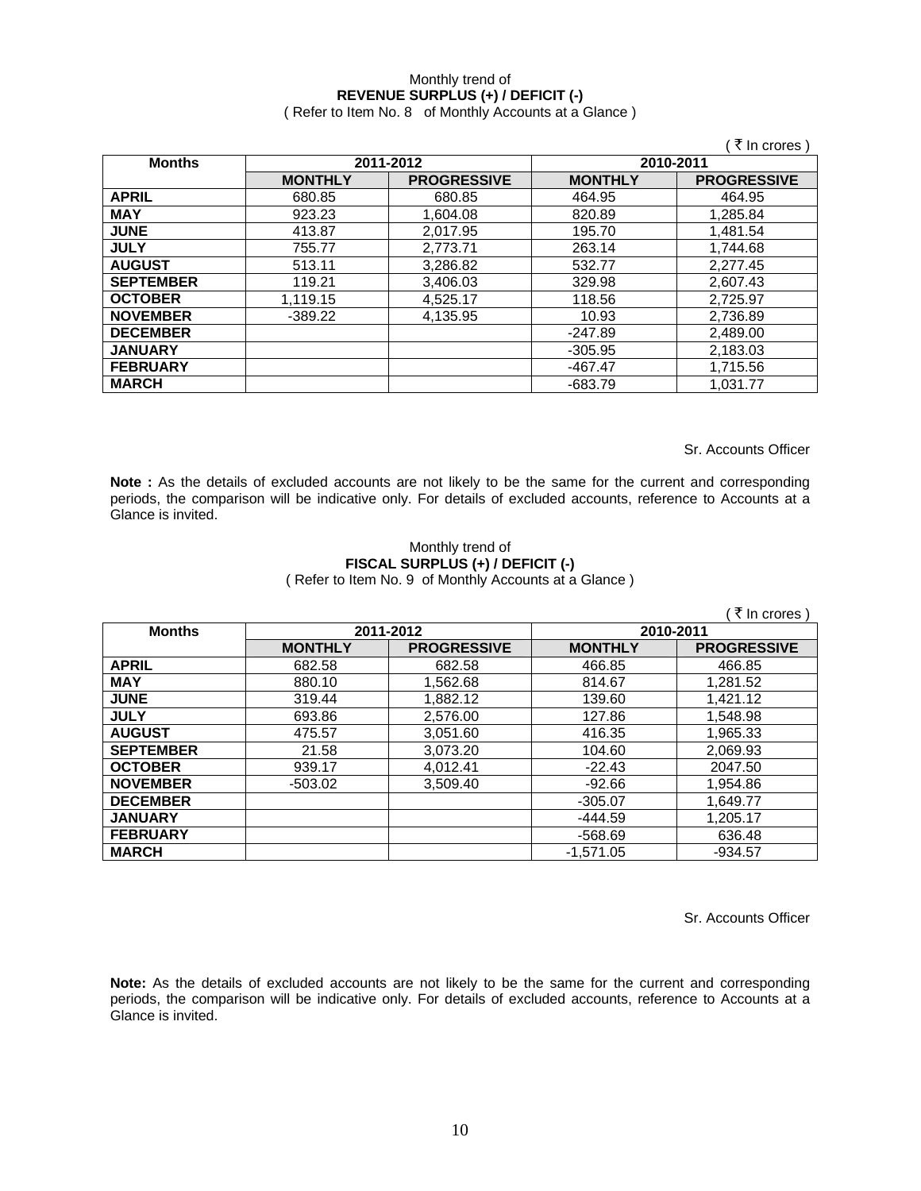Monthly trend of

**REVENUE SURPLUS (+) / DEFICIT (-)**

( Refer to Item No. 8 of Monthly Accounts at a Glance )

( ₹ In crores )

| Months | 2011-2012 | | 2010-2011 | |
|---|---|---|---|---|
| | MONTHLY | PROGRESSIVE | MONTHLY | PROGRESSIVE |
| **APRIL** | 680.85 | 680.85 | 464.95 | 464.95 |
| **MAY** | 923.23 | 1,604.08 | 820.89 | 1,285.84 |
| **JUNE** | 413.87 | 2,017.95 | 195.70 | 1,481.54 |
| **JULY** | 755.77 | 2,773.71 | 263.14 | 1,744.68 |
| **AUGUST** | 513.11 | 3,286.82 | 532.77 | 2,277.45 |
| **SEPTEMBER** | 119.21 | 3,406.03 | 329.98 | 2,607.43 |
| **OCTOBER** | 1,119.15 | 4,525.17 | 118.56 | 2,725.97 |
| **NOVEMBER** | -389.22 | 4,135.95 | 10.93 | 2,736.89 |
| **DECEMBER** | | | -247.89 | 2,489.00 |
| **JANUARY** | | | -305.95 | 2,183.03 |
| **FEBRUARY** | | | -467.47 | 1,715.56 |
| **MARCH** | | | -683.79 | 1,031.77 |

Sr. Accounts Officer

**Note :** As the details of excluded accounts are not likely to be the same for the current and corresponding periods, the comparison will be indicative only. For details of excluded accounts, reference to Accounts at a Glance is invited.

Monthly trend of

**FISCAL SURPLUS (+) / DEFICIT (-)**

( Refer to Item No. 9 of Monthly Accounts at a Glance )

( ₹ In crores )

| Months | 2011-2012 | | 2010-2011 | |
|---|---|---|---|---|
| | MONTHLY | PROGRESSIVE | MONTHLY | PROGRESSIVE |
| **APRIL** | 682.58 | 682.58 | 466.85 | 466.85 |
| **MAY** | 880.10 | 1,562.68 | 814.67 | 1,281.52 |
| **JUNE** | 319.44 | 1,882.12 | 139.60 | 1,421.12 |
| **JULY** | 693.86 | 2,576.00 | 127.86 | 1,548.98 |
| **AUGUST** | 475.57 | 3,051.60 | 416.35 | 1,965.33 |
| **SEPTEMBER** | 21.58 | 3,073.20 | 104.60 | 2,069.93 |
| **OCTOBER** | 939.17 | 4,012.41 | -22.43 | 2047.50 |
| **NOVEMBER** | -503.02 | 3,509.40 | -92.66 | 1,954.86 |
| **DECEMBER** | | | -305.07 | 1,649.77 |
| **JANUARY** | | | -444.59 | 1,205.17 |
| **FEBRUARY** | | | -568.69 | 636.48 |
| **MARCH** | | | -1,571.05 | -934.57 |

Sr. Accounts Officer

**Note:** As the details of excluded accounts are not likely to be the same for the current and corresponding periods, the comparison will be indicative only. For details of excluded accounts, reference to Accounts at a Glance is invited.